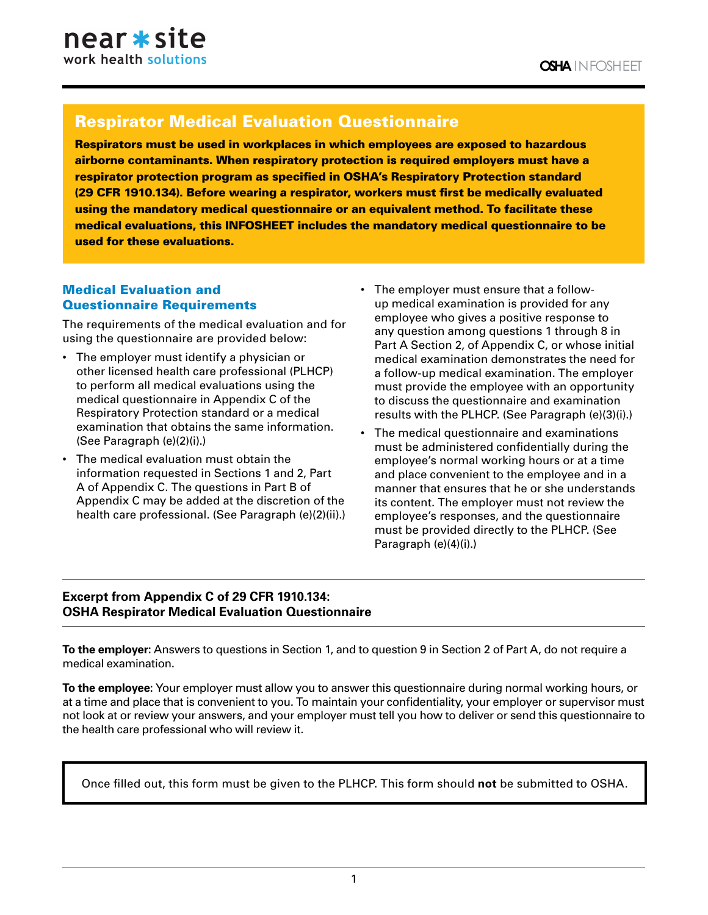near ✱ site
work health solutions

**OSHA** INFOSHEET

# Respirator Medical Evaluation Questionnaire

**Respirators must be used in workplaces in which employees are exposed to hazardous airborne contaminants. When respiratory protection is required employers must have a respirator protection program as specified in OSHA's Respiratory Protection standard (29 CFR 1910.134). Before wearing a respirator, workers must first be medically evaluated using the mandatory medical questionnaire or an equivalent method. To facilitate these medical evaluations, this INFOSHEET includes the mandatory medical questionnaire to be used for these evaluations.**

## Medical Evaluation and Questionnaire Requirements

The requirements of the medical evaluation and for using the questionnaire are provided below:

- The employer must identify a physician or other licensed health care professional (PLHCP) to perform all medical evaluations using the medical questionnaire in Appendix C of the Respiratory Protection standard or a medical examination that obtains the same information. (See Paragraph (e)(2)(i).)
- The medical evaluation must obtain the information requested in Sections 1 and 2, Part A of Appendix C. The questions in Part B of Appendix C may be added at the discretion of the health care professional. (See Paragraph (e)(2)(ii).)
- The employer must ensure that a follow-up medical examination is provided for any employee who gives a positive response to any question among questions 1 through 8 in Part A Section 2, of Appendix C, or whose initial medical examination demonstrates the need for a follow-up medical examination. The employer must provide the employee with an opportunity to discuss the questionnaire and examination results with the PLHCP. (See Paragraph (e)(3)(i).)
- The medical questionnaire and examinations must be administered confidentially during the employee's normal working hours or at a time and place convenient to the employee and in a manner that ensures that he or she understands its content. The employer must not review the employee's responses, and the questionnaire must be provided directly to the PLHCP. (See Paragraph (e)(4)(i).)

**Excerpt from Appendix C of 29 CFR 1910.134: OSHA Respirator Medical Evaluation Questionnaire**

**To the employer:** Answers to questions in Section 1, and to question 9 in Section 2 of Part A, do not require a medical examination.

**To the employee:** Your employer must allow you to answer this questionnaire during normal working hours, or at a time and place that is convenient to you. To maintain your confidentiality, your employer or supervisor must not look at or review your answers, and your employer must tell you how to deliver or send this questionnaire to the health care professional who will review it.

> Once filled out, this form must be given to the PLHCP. This form should **not** be submitted to OSHA.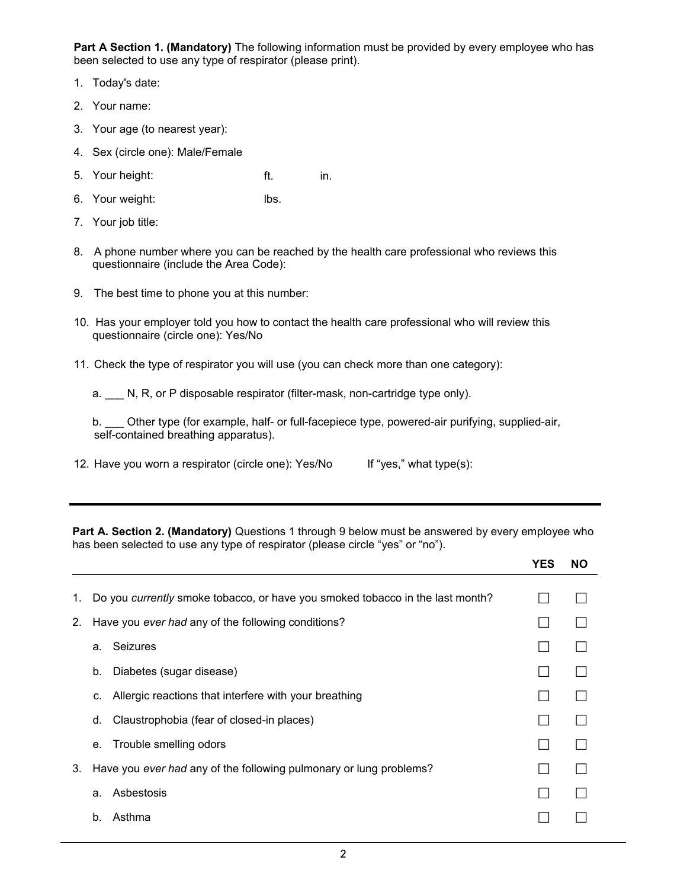**Part A Section 1. (Mandatory)** The following information must be provided by every employee who has been selected to use any type of respirator (please print).

1. Today's date:
2. Your name:
3. Your age (to nearest year):
4. Sex (circle one): Male/Female
5. Your height: ft. in.
6. Your weight: lbs.
7. Your job title:
8. A phone number where you can be reached by the health care professional who reviews this questionnaire (include the Area Code):
9. The best time to phone you at this number:
10. Has your employer told you how to contact the health care professional who will review this questionnaire (circle one): Yes/No
11. Check the type of respirator you will use (you can check more than one category):

    a. ___ N, R, or P disposable respirator (filter-mask, non-cartridge type only).

    b. ___ Other type (for example, half- or full-facepiece type, powered-air purifying, supplied-air, self-contained breathing apparatus).

12. Have you worn a respirator (circle one): Yes/No If "yes," what type(s):

---

**Part A. Section 2. (Mandatory)** Questions 1 through 9 below must be answered by every employee who has been selected to use any type of respirator (please circle "yes" or "no").

| | | YES | NO |
|---|---|---|---|
| 1. | Do you *currently* smoke tobacco, or have you smoked tobacco in the last month? | ☐ | ☐ |
| 2. | Have you *ever had* any of the following conditions? | ☐ | ☐ |
| | a. Seizures | ☐ | ☐ |
| | b. Diabetes (sugar disease) | ☐ | ☐ |
| | c. Allergic reactions that interfere with your breathing | ☐ | ☐ |
| | d. Claustrophobia (fear of closed-in places) | ☐ | ☐ |
| | e. Trouble smelling odors | ☐ | ☐ |
| 3. | Have you *ever had* any of the following pulmonary or lung problems? | ☐ | ☐ |
| | a. Asbestosis | ☐ | ☐ |
| | b. Asthma | ☐ | ☐ |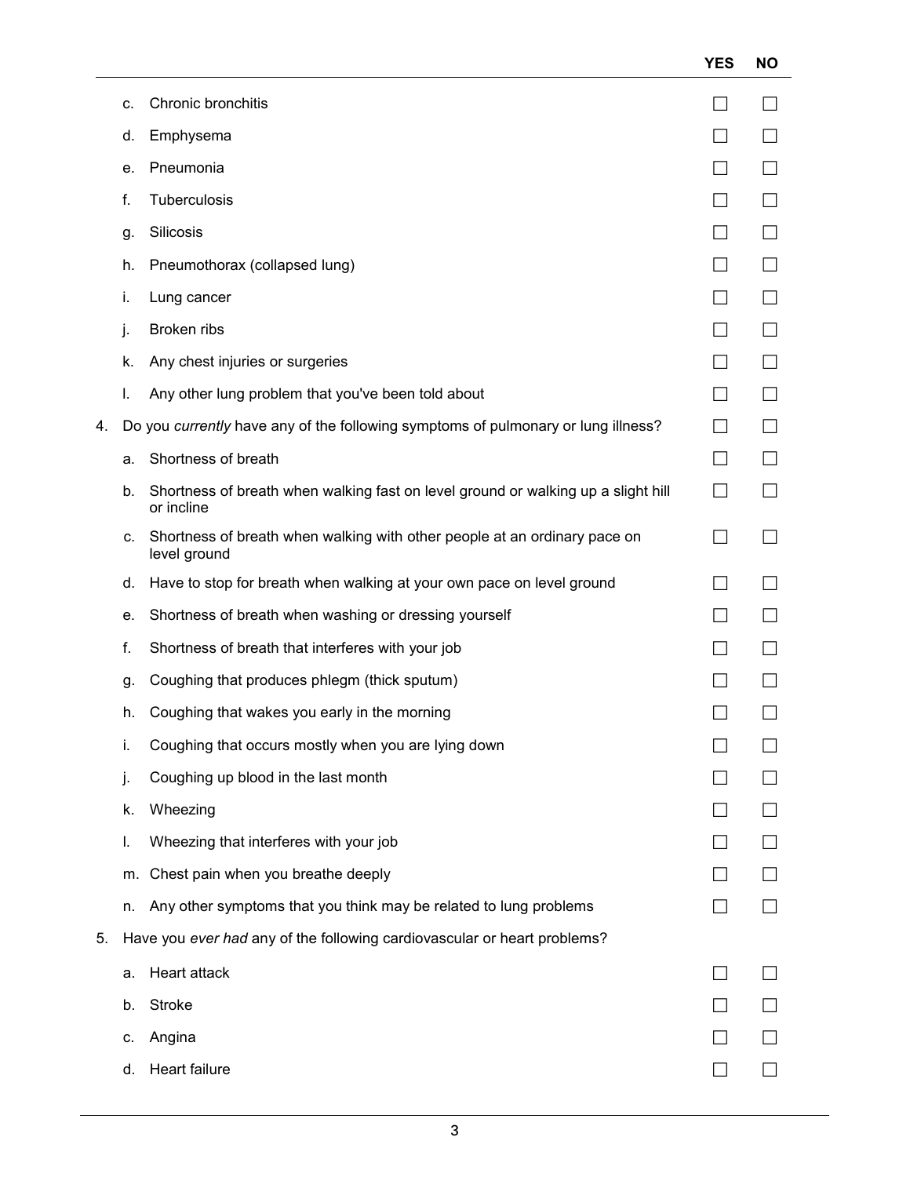| | | YES | NO |
|---|---|---|---|
| | c. Chronic bronchitis | ☐ | ☐ |
| | d. Emphysema | ☐ | ☐ |
| | e. Pneumonia | ☐ | ☐ |
| | f. Tuberculosis | ☐ | ☐ |
| | g. Silicosis | ☐ | ☐ |
| | h. Pneumothorax (collapsed lung) | ☐ | ☐ |
| | i. Lung cancer | ☐ | ☐ |
| | j. Broken ribs | ☐ | ☐ |
| | k. Any chest injuries or surgeries | ☐ | ☐ |
| | l. Any other lung problem that you've been told about | ☐ | ☐ |
| 4. | Do you *currently* have any of the following symptoms of pulmonary or lung illness? | ☐ | ☐ |
| | a. Shortness of breath | ☐ | ☐ |
| | b. Shortness of breath when walking fast on level ground or walking up a slight hill or incline | ☐ | ☐ |
| | c. Shortness of breath when walking with other people at an ordinary pace on level ground | ☐ | ☐ |
| | d. Have to stop for breath when walking at your own pace on level ground | ☐ | ☐ |
| | e. Shortness of breath when washing or dressing yourself | ☐ | ☐ |
| | f. Shortness of breath that interferes with your job | ☐ | ☐ |
| | g. Coughing that produces phlegm (thick sputum) | ☐ | ☐ |
| | h. Coughing that wakes you early in the morning | ☐ | ☐ |
| | i. Coughing that occurs mostly when you are lying down | ☐ | ☐ |
| | j. Coughing up blood in the last month | ☐ | ☐ |
| | k. Wheezing | ☐ | ☐ |
| | l. Wheezing that interferes with your job | ☐ | ☐ |
| | m. Chest pain when you breathe deeply | ☐ | ☐ |
| | n. Any other symptoms that you think may be related to lung problems | ☐ | ☐ |
| 5. | Have you *ever had* any of the following cardiovascular or heart problems? | | |
| | a. Heart attack | ☐ | ☐ |
| | b. Stroke | ☐ | ☐ |
| | c. Angina | ☐ | ☐ |
| | d. Heart failure | ☐ | ☐ |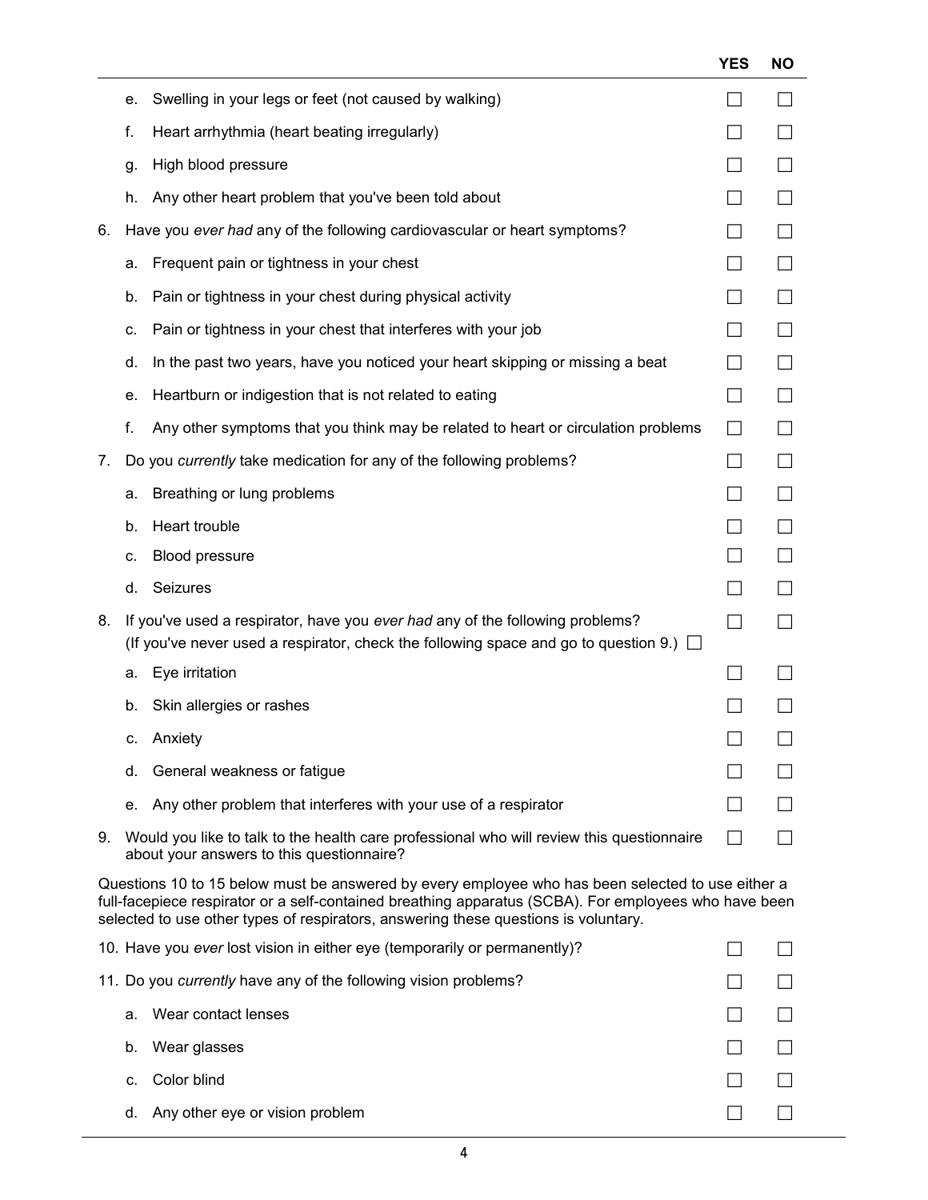| | YES | NO |
|---|---|---|
| e. Swelling in your legs or feet (not caused by walking) | ☐ | ☐ |
| f. Heart arrhythmia (heart beating irregularly) | ☐ | ☐ |
| g. High blood pressure | ☐ | ☐ |
| h. Any other heart problem that you've been told about | ☐ | ☐ |
| 6. Have you *ever had* any of the following cardiovascular or heart symptoms? | ☐ | ☐ |
| a. Frequent pain or tightness in your chest | ☐ | ☐ |
| b. Pain or tightness in your chest during physical activity | ☐ | ☐ |
| c. Pain or tightness in your chest that interferes with your job | ☐ | ☐ |
| d. In the past two years, have you noticed your heart skipping or missing a beat | ☐ | ☐ |
| e. Heartburn or indigestion that is not related to eating | ☐ | ☐ |
| f. Any other symptoms that you think may be related to heart or circulation problems | ☐ | ☐ |
| 7. Do you *currently* take medication for any of the following problems? | ☐ | ☐ |
| a. Breathing or lung problems | ☐ | ☐ |
| b. Heart trouble | ☐ | ☐ |
| c. Blood pressure | ☐ | ☐ |
| d. Seizures | ☐ | ☐ |
| 8. If you've used a respirator, have you *ever had* any of the following problems? (If you've never used a respirator, check the following space and go to question 9.) ☐ | ☐ | ☐ |
| a. Eye irritation | ☐ | ☐ |
| b. Skin allergies or rashes | ☐ | ☐ |
| c. Anxiety | ☐ | ☐ |
| d. General weakness or fatigue | ☐ | ☐ |
| e. Any other problem that interferes with your use of a respirator | ☐ | ☐ |
| 9. Would you like to talk to the health care professional who will review this questionnaire about your answers to this questionnaire? | ☐ | ☐ |

Questions 10 to 15 below must be answered by every employee who has been selected to use either a full-facepiece respirator or a self-contained breathing apparatus (SCBA). For employees who have been selected to use other types of respirators, answering these questions is voluntary.

| | YES | NO |
|---|---|---|
| 10. Have you *ever* lost vision in either eye (temporarily or permanently)? | ☐ | ☐ |
| 11. Do you *currently* have any of the following vision problems? | ☐ | ☐ |
| a. Wear contact lenses | ☐ | ☐ |
| b. Wear glasses | ☐ | ☐ |
| c. Color blind | ☐ | ☐ |
| d. Any other eye or vision problem | ☐ | ☐ |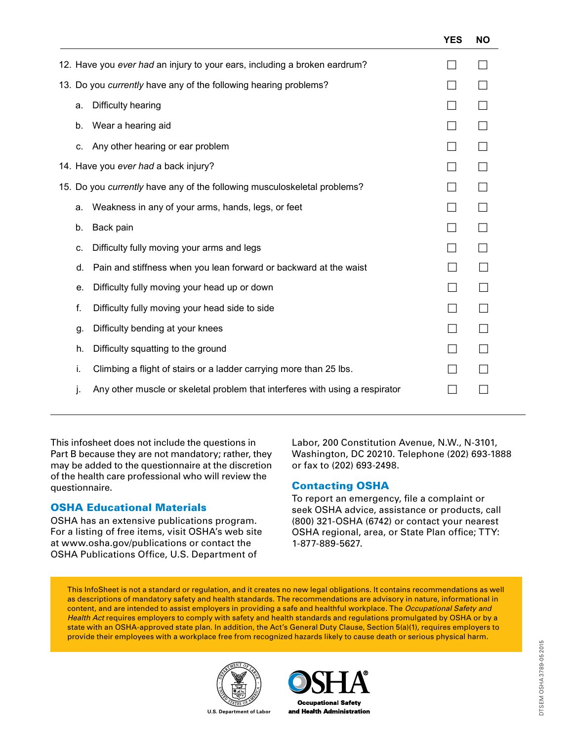| | YES | NO |
|---|---|---|
| 12. Have you *ever had* an injury to your ears, including a broken eardrum? | ☐ | ☐ |
| 13. Do you *currently* have any of the following hearing problems? | ☐ | ☐ |
| a. Difficulty hearing | ☐ | ☐ |
| b. Wear a hearing aid | ☐ | ☐ |
| c. Any other hearing or ear problem | ☐ | ☐ |
| 14. Have you *ever had* a back injury? | ☐ | ☐ |
| 15. Do you *currently* have any of the following musculoskeletal problems? | ☐ | ☐ |
| a. Weakness in any of your arms, hands, legs, or feet | ☐ | ☐ |
| b. Back pain | ☐ | ☐ |
| c. Difficulty fully moving your arms and legs | ☐ | ☐ |
| d. Pain and stiffness when you lean forward or backward at the waist | ☐ | ☐ |
| e. Difficulty fully moving your head up or down | ☐ | ☐ |
| f. Difficulty fully moving your head side to side | ☐ | ☐ |
| g. Difficulty bending at your knees | ☐ | ☐ |
| h. Difficulty squatting to the ground | ☐ | ☐ |
| i. Climbing a flight of stairs or a ladder carrying more than 25 lbs. | ☐ | ☐ |
| j. Any other muscle or skeletal problem that interferes with using a respirator | ☐ | ☐ |

This infosheet does not include the questions in Part B because they are not mandatory; rather, they may be added to the questionnaire at the discretion of the health care professional who will review the questionnaire.

## OSHA Educational Materials

OSHA has an extensive publications program. For a listing of free items, visit OSHA's web site at www.osha.gov/publications or contact the OSHA Publications Office, U.S. Department of Labor, 200 Constitution Avenue, N.W., N-3101, Washington, DC 20210. Telephone (202) 693-1888 or fax to (202) 693-2498.

## Contacting OSHA

To report an emergency, file a complaint or seek OSHA advice, assistance or products, call (800) 321-OSHA (6742) or contact your nearest OSHA regional, area, or State Plan office; TTY: 1-877-889-5627.

This InfoSheet is not a standard or regulation, and it creates no new legal obligations. It contains recommendations as well as descriptions of mandatory safety and health standards. The recommendations are advisory in nature, informational in content, and are intended to assist employers in providing a safe and healthful workplace. The *Occupational Safety and Health Act* requires employers to comply with safety and health standards and regulations promulgated by OSHA or by a state with an OSHA-approved state plan. In addition, the Act's General Duty Clause, Section 5(a)(1), requires employers to provide their employees with a workplace free from recognized hazards likely to cause death or serious physical harm.

U.S. Department of Labor

OSHA®
Occupational Safety and Health Administration

DTSEM OSHA 3789-05 2015